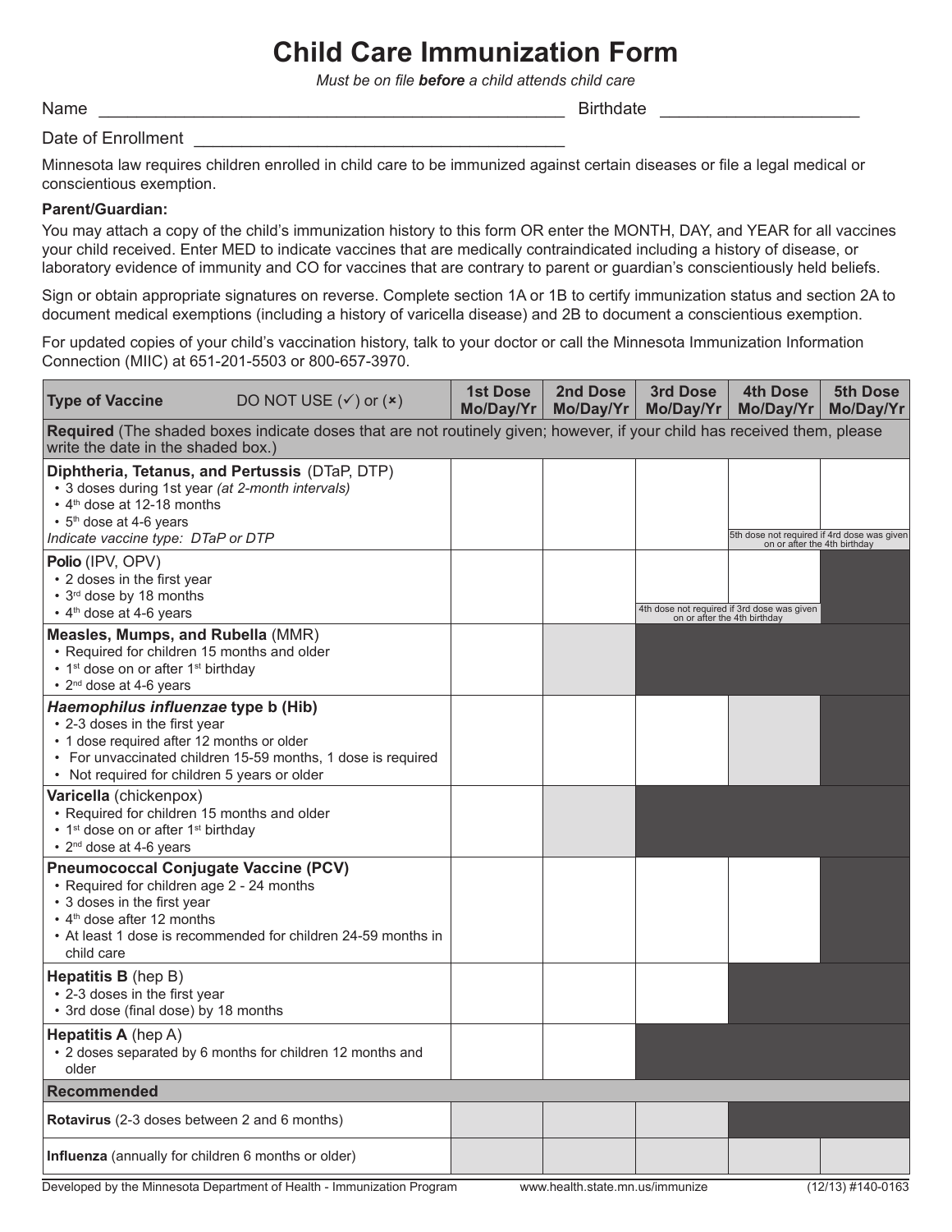# Child Care Immunization Form

*Must be on file **before** a child attends child care*

Name ______________________________________________ Birthdate ____________________

Date of Enrollment ______________________________________

Minnesota law requires children enrolled in child care to be immunized against certain diseases or file a legal medical or conscientious exemption.

**Parent/Guardian:**

You may attach a copy of the child's immunization history to this form OR enter the MONTH, DAY, and YEAR for all vaccines your child received. Enter MED to indicate vaccines that are medically contraindicated including a history of disease, or laboratory evidence of immunity and CO for vaccines that are contrary to parent or guardian's conscientiously held beliefs.

Sign or obtain appropriate signatures on reverse. Complete section 1A or 1B to certify immunization status and section 2A to document medical exemptions (including a history of varicella disease) and 2B to document a conscientious exemption.

For updated copies of your child's vaccination history, talk to your doctor or call the Minnesota Immunization Information Connection (MIIC) at 651-201-5503 or 800-657-3970.

| **Type of Vaccine** DO NOT USE (✓) or (×) | **1st Dose Mo/Day/Yr** | **2nd Dose Mo/Day/Yr** | **3rd Dose Mo/Day/Yr** | **4th Dose Mo/Day/Yr** | **5th Dose Mo/Day/Yr** |
|---|---|---|---|---|---|
| **Required** (The shaded boxes indicate doses that are not routinely given; however, if your child has received them, please write the date in the shaded box.) | | | | | |
| **Diphtheria, Tetanus, and Pertussis** (DTaP, DTP)<br>• 3 doses during 1st year *(at 2-month intervals)*<br>• 4th dose at 12-18 months<br>• 5th dose at 4-6 years<br>*Indicate vaccine type: DTaP or DTP* | | | | | 5th dose not required if 4rd dose was given on or after the 4th birthday |
| **Polio** (IPV, OPV)<br>• 2 doses in the first year<br>• 3rd dose by 18 months<br>• 4th dose at 4-6 years | | | | 4th dose not required if 3rd dose was given on or after the 4th birthday | |
| **Measles, Mumps, and Rubella** (MMR)<br>• Required for children 15 months and older<br>• 1st dose on or after 1st birthday<br>• 2nd dose at 4-6 years | | | | | |
| ***Haemophilus influenzae* type b (Hib)**<br>• 2-3 doses in the first year<br>• 1 dose required after 12 months or older<br>• For unvaccinated children 15-59 months, 1 dose is required<br>• Not required for children 5 years or older | | | | | |
| **Varicella** (chickenpox)<br>• Required for children 15 months and older<br>• 1st dose on or after 1st birthday<br>• 2nd dose at 4-6 years | | | | | |
| **Pneumococcal Conjugate Vaccine (PCV)**<br>• Required for children age 2 - 24 months<br>• 3 doses in the first year<br>• 4th dose after 12 months<br>• At least 1 dose is recommended for children 24-59 months in child care | | | | | |
| **Hepatitis B** (hep B)<br>• 2-3 doses in the first year<br>• 3rd dose (final dose) by 18 months | | | | | |
| **Hepatitis A** (hep A)<br>• 2 doses separated by 6 months for children 12 months and older | | | | | |
| **Recommended** | | | | | |
| **Rotavirus** (2-3 doses between 2 and 6 months) | | | | | |
| **Influenza** (annually for children 6 months or older) | | | | | |

Developed by the Minnesota Department of Health - Immunization Program www.health.state.mn.us/immunize (12/13) #140-0163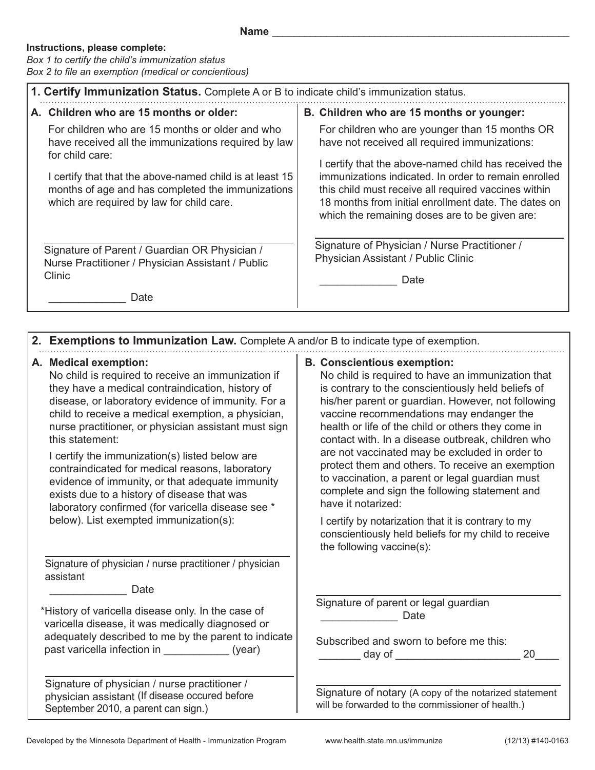**Name** ____________________________________________________

**Instructions, please complete:**

*Box 1 to certify the child's immunization status*

*Box 2 to file an exemption (medical or concientious)*

## 1. Certify Immunization Status. Complete A or B to indicate child's immunization status.

### A. Children who are 15 months or older:

For children who are 15 months or older and who have received all the immunizations required by law for child care:

I certify that that the above-named child is at least 15 months of age and has completed the immunizations which are required by law for child care.

______________________________________

Signature of Parent / Guardian OR Physician / Nurse Practitioner / Physician Assistant / Public Clinic

_____________ Date

### B. Children who are 15 months or younger:

For children who are younger than 15 months OR have not received all required immunizations:

I certify that the above-named child has received the immunizations indicated. In order to remain enrolled this child must receive all required vaccines within 18 months from initial enrollment date. The dates on which the remaining doses are to be given are:

______________________________________

Signature of Physician / Nurse Practitioner / Physician Assistant / Public Clinic

_____________ Date

## 2. Exemptions to Immunization Law. Complete A and/or B to indicate type of exemption.

### A. Medical exemption:

No child is required to receive an immunization if they have a medical contraindication, history of disease, or laboratory evidence of immunity. For a child to receive a medical exemption, a physician, nurse practitioner, or physician assistant must sign this statement:

I certify the immunization(s) listed below are contraindicated for medical reasons, laboratory evidence of immunity, or that adequate immunity exists due to a history of disease that was laboratory confirmed (for varicella disease see * below). List exempted immunization(s):

______________________________________

Signature of physician / nurse practitioner / physician assistant

_____________ Date

*History of varicella disease only. In the case of varicella disease, it was medically diagnosed or adequately described to me by the parent to indicate past varicella infection in ___________ (year)

______________________________________

Signature of physician / nurse practitioner / physician assistant (If disease occured before September 2010, a parent can sign.)

### B. Conscientious exemption:

No child is required to have an immunization that is contrary to the conscientiously held beliefs of his/her parent or guardian. However, not following vaccine recommendations may endanger the health or life of the child or others they come in contact with. In a disease outbreak, children who are not vaccinated may be excluded in order to protect them and others. To receive an exemption to vaccination, a parent or legal guardian must complete and sign the following statement and have it notarized:

I certify by notarization that it is contrary to my conscientiously held beliefs for my child to receive the following vaccine(s):

______________________________________

Signature of parent or legal guardian

_____________ Date

Subscribed and sworn to before me this:

_______ day of _____________________ 20____

______________________________________

Signature of notary (A copy of the notarized statement will be forwarded to the commissioner of health.)

Developed by the Minnesota Department of Health - Immunization Program www.health.state.mn.us/immunize (12/13) #140-0163